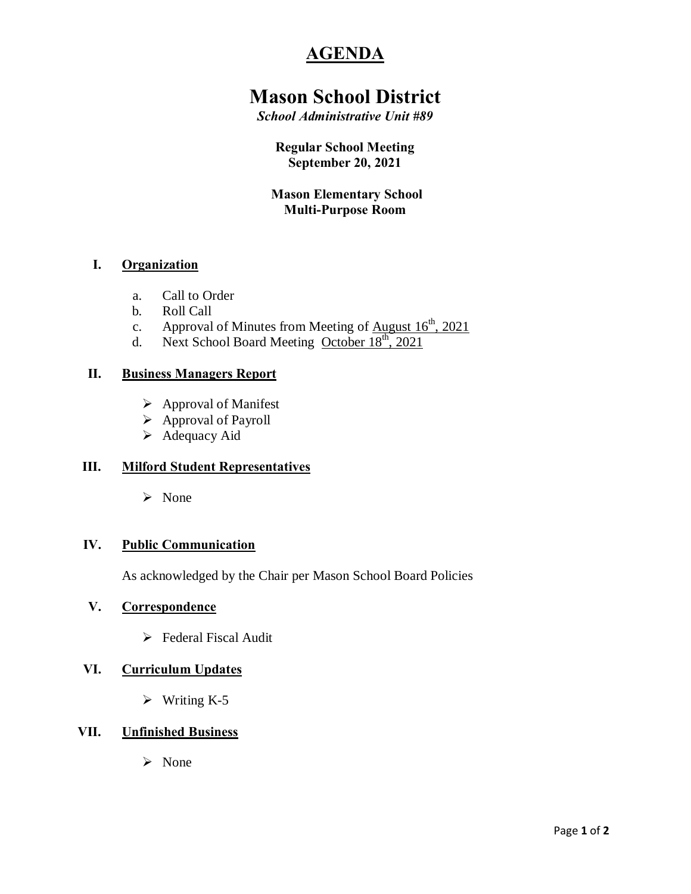# AGENDA

# Mason School District

***School Administrative Unit #89***

**Regular School Meeting**
**September 20, 2021**

**Mason Elementary School**
**Multi-Purpose Room**

## I. Organization

a. Call to Order
b. Roll Call
c. Approval of Minutes from Meeting of August 16th, 2021
d. Next School Board Meeting October 18th, 2021

## II. Business Managers Report

- Approval of Manifest
- Approval of Payroll
- Adequacy Aid

## III. Milford Student Representatives

- None

## IV. Public Communication

As acknowledged by the Chair per Mason School Board Policies

## V. Correspondence

- Federal Fiscal Audit

## VI. Curriculum Updates

- Writing K-5

## VII. Unfinished Business

- None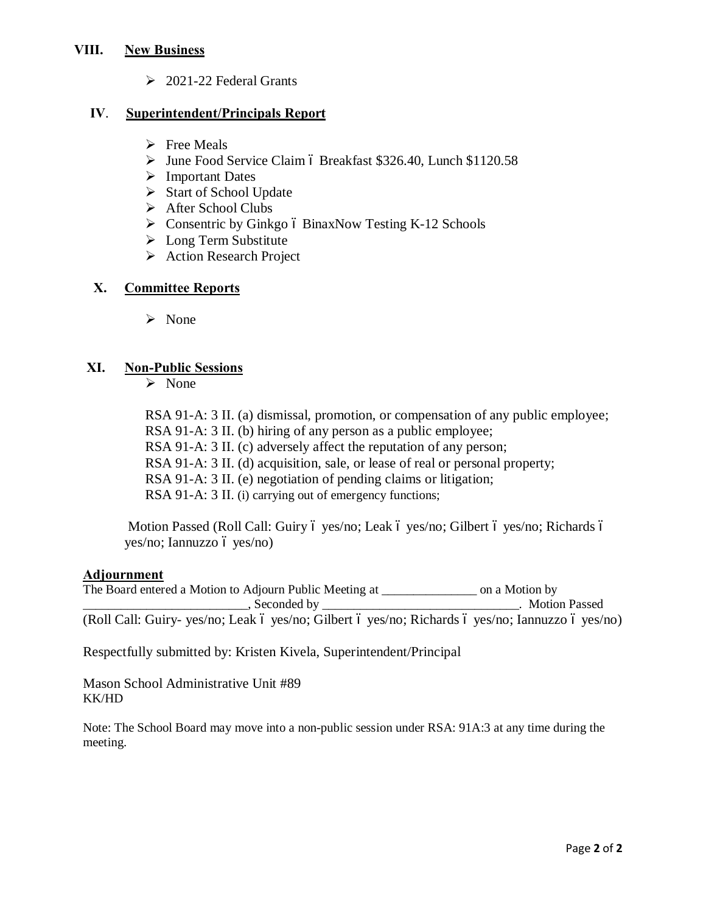## VIII. New Business

- 2021-22 Federal Grants

## IV. Superintendent/Principals Report

- Free Meals
- June Food Service Claim ó Breakfast $326.40, Lunch $1120.58
- Important Dates
- Start of School Update
- After School Clubs
- Consentric by Ginkgo ó BinaxNow Testing K-12 Schools
- Long Term Substitute
- Action Research Project

## X. Committee Reports

- None

## XI. Non-Public Sessions

- None

RSA 91-A: 3 II. (a) dismissal, promotion, or compensation of any public employee;
RSA 91-A: 3 II. (b) hiring of any person as a public employee;
RSA 91-A: 3 II. (c) adversely affect the reputation of any person;
RSA 91-A: 3 II. (d) acquisition, sale, or lease of real or personal property;
RSA 91-A: 3 II. (e) negotiation of pending claims or litigation;
RSA 91-A: 3 II. (i) carrying out of emergency functions;

Motion Passed (Roll Call: Guiry ó yes/no; Leak ó yes/no; Gilbert ó yes/no; Richards ó yes/no; Iannuzzo ó yes/no)

**Adjournment**

The Board entered a Motion to Adjourn Public Meeting at _______________ on a Motion by __________________________, Seconded by _______________________________. Motion Passed (Roll Call: Guiry- yes/no; Leak ó yes/no; Gilbert ó yes/no; Richards ó yes/no; Iannuzzo ó yes/no)

Respectfully submitted by: Kristen Kivela, Superintendent/Principal

Mason School Administrative Unit #89
KK/HD

Note: The School Board may move into a non-public session under RSA: 91A:3 at any time during the meeting.